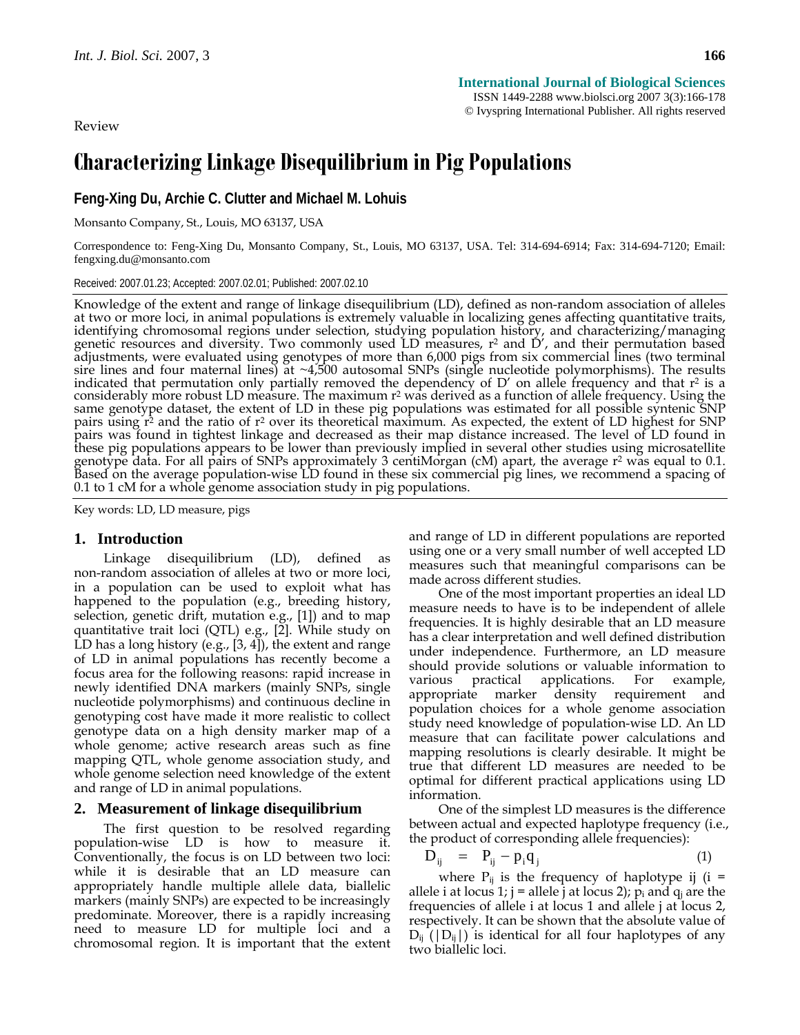Review

# Characterizing Linkage Disequilibrium in Pig Populations

**Feng-Xing Du, Archie C. Clutter and Michael M. Lohuis**

Monsanto Company, St., Louis, MO 63137, USA

Correspondence to: Feng-Xing Du, Monsanto Company, St., Louis, MO 63137, USA. Tel: 314-694-6914; Fax: 314-694-7120; Email: fengxing.du@monsanto.com

Received: 2007.01.23; Accepted: 2007.02.01; Published: 2007.02.10

Knowledge of the extent and range of linkage disequilibrium (LD), defined as non-random association of alleles at two or more loci, in animal populations is extremely valuable in localizing genes affecting quantitative traits, identifying chromosomal regions under selection, studying population history, and characterizing/managing genetic resources and diversity. Two commonly used LD measures, $r^2$ and D', and their permutation based adjustments, were evaluated using genotypes of more than 6,000 pigs from six commercial lines (two terminal sire lines and four maternal lines) at ~4,500 autosomal SNPs (single nucleotide polymorphisms). The results indicated that permutation only partially removed the dependency of D' on allele frequency and that $r^2$ is a considerably more robust LD measure. The maximum $r^2$ was derived as a function of allele frequency. Using the same genotype dataset, the extent of LD in these pig populations was estimated for all possible syntenic SNP pairs using $r^2$ and the ratio of $r^2$ over its theoretical maximum. As expected, the extent of LD highest for SNP pairs was found in tightest linkage and decreased as their map distance increased. The level of LD found in these pig populations appears to be lower than previously implied in several other studies using microsatellite genotype data. For all pairs of SNPs approximately 3 centiMorgan (cM) apart, the average $r^2$ was equal to 0.1. Based on the average population-wise LD found in these six commercial pig lines, we recommend a spacing of 0.1 to 1 cM for a whole genome association study in pig populations.

Key words: LD, LD measure, pigs

## 1. Introduction

Linkage disequilibrium (LD), defined as non-random association of alleles at two or more loci, in a population can be used to exploit what has happened to the population (e.g., breeding history, selection, genetic drift, mutation e.g., [1]) and to map quantitative trait loci (QTL) e.g., [2]. While study on LD has a long history (e.g., [3, 4]), the extent and range of LD in animal populations has recently become a focus area for the following reasons: rapid increase in newly identified DNA markers (mainly SNPs, single nucleotide polymorphisms) and continuous decline in genotyping cost have made it more realistic to collect genotype data on a high density marker map of a whole genome; active research areas such as fine mapping QTL, whole genome association study, and whole genome selection need knowledge of the extent and range of LD in animal populations.

## 2. Measurement of linkage disequilibrium

The first question to be resolved regarding population-wise LD is how to measure it. Conventionally, the focus is on LD between two loci: while it is desirable that an LD measure can appropriately handle multiple allele data, biallelic markers (mainly SNPs) are expected to be increasingly predominate. Moreover, there is a rapidly increasing need to measure LD for multiple loci and a chromosomal region. It is important that the extent and range of LD in different populations are reported using one or a very small number of well accepted LD measures such that meaningful comparisons can be made across different studies.

One of the most important properties an ideal LD measure needs to have is to be independent of allele frequencies. It is highly desirable that an LD measure has a clear interpretation and well defined distribution under independence. Furthermore, an LD measure should provide solutions or valuable information to various practical applications. For example, appropriate marker density requirement and population choices for a whole genome association study need knowledge of population-wise LD. An LD measure that can facilitate power calculations and mapping resolutions is clearly desirable. It might be true that different LD measures are needed to be optimal for different practical applications using LD information.

One of the simplest LD measures is the difference between actual and expected haplotype frequency (i.e., the product of corresponding allele frequencies):

$$D_{ij} = P_{ij} - p_i q_j \quad (1)$$

where $P_{ij}$ is the frequency of haplotype ij (i = allele i at locus 1; j = allele j at locus 2); $p_i$ and $q_j$ are the frequencies of allele i at locus 1 and allele j at locus 2, respectively. It can be shown that the absolute value of $D_{ij}$ ($|D_{ij}|$) is identical for all four haplotypes of any two biallelic loci.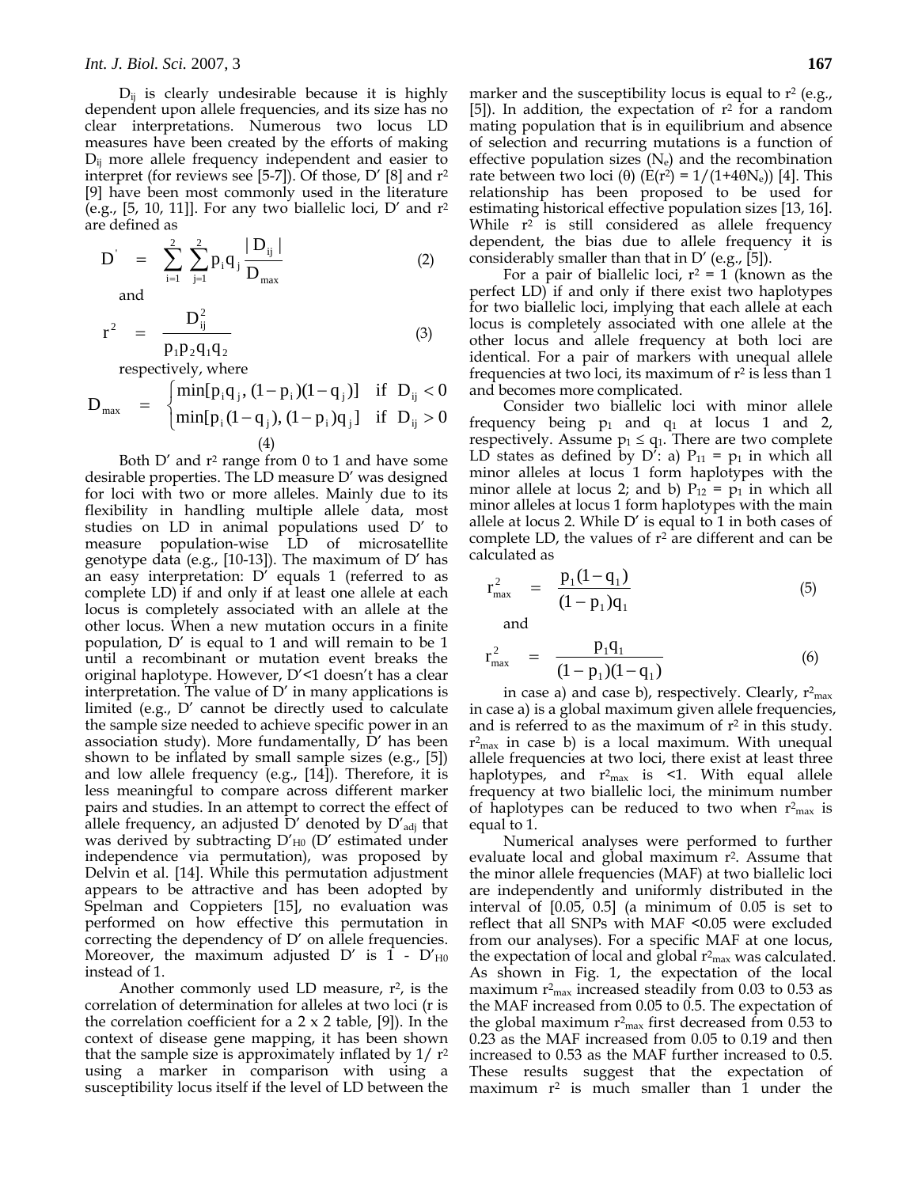$D_{ij}$ is clearly undesirable because it is highly dependent upon allele frequencies, and its size has no clear interpretations. Numerous two locus LD measures have been created by the efforts of making $D_{ij}$ more allele frequency independent and easier to interpret (for reviews see [5-7]). Of those, D' [8] and $r^2$ [9] have been most commonly used in the literature (e.g., [5, 10, 11]). For any two biallelic loci, D' and $r^2$ are defined as

$$D' = \sum_{i=1}^{2}\sum_{j=1}^{2} p_i q_j \frac{|D_{ij}|}{D_{max}} \quad (2)$$

and

$$r^2 = \frac{D_{ij}^2}{p_1 p_2 q_1 q_2} \quad (3)$$

respectively, where

$$D_{max} = \begin{cases} \min[p_i q_j, (1-p_i)(1-q_j)] & \text{if } D_{ij} < 0 \\ \min[p_i(1-q_j), (1-p_i)q_j] & \text{if } D_{ij} > 0 \end{cases} \quad (4)$$

Both D' and $r^2$ range from 0 to 1 and have some desirable properties. The LD measure D' was designed for loci with two or more alleles. Mainly due to its flexibility in handling multiple allele data, most studies on LD in animal populations used D' to measure population-wise LD of microsatellite genotype data (e.g., [10-13]). The maximum of D' has an easy interpretation: D' equals 1 (referred to as complete LD) if and only if at least one allele at each locus is completely associated with an allele at the other locus. When a new mutation occurs in a finite population, D' is equal to 1 and will remain to be 1 until a recombinant or mutation event breaks the original haplotype. However, D'<1 doesn't has a clear interpretation. The value of D' in many applications is limited (e.g., D' cannot be directly used to calculate the sample size needed to achieve specific power in an association study). More fundamentally, D' has been shown to be inflated by small sample sizes (e.g., [5]) and low allele frequency (e.g., [14]). Therefore, it is less meaningful to compare across different marker pairs and studies. In an attempt to correct the effect of allele frequency, an adjusted D' denoted by $D'_{adj}$ that was derived by subtracting $D'_{H0}$ (D' estimated under independence via permutation), was proposed by Delvin et al. [14]. While this permutation adjustment appears to be attractive and has been adopted by Spelman and Coppieters [15], no evaluation was performed on how effective this permutation in correcting the dependency of D' on allele frequencies. Moreover, the maximum adjusted D' is 1 - $D'_{H0}$ instead of 1.

Another commonly used LD measure, $r^2$, is the correlation of determination for alleles at two loci (r is the correlation coefficient for a 2 x 2 table, [9]). In the context of disease gene mapping, it has been shown that the sample size is approximately inflated by $1/r^2$ using a marker in comparison with using a susceptibility locus itself if the level of LD between the marker and the susceptibility locus is equal to $r^2$ (e.g., [5]). In addition, the expectation of $r^2$ for a random mating population that is in equilibrium and absence of selection and recurring mutations is a function of effective population sizes ($N_e$) and the recombination rate between two loci ($\theta$) ($E(r^2) = 1/(1+4\theta N_e)$) [4]. This relationship has been proposed to be used for estimating historical effective population sizes [13, 16]. While $r^2$ is still considered as allele frequency dependent, the bias due to allele frequency it is considerably smaller than that in D' (e.g., [5]).

For a pair of biallelic loci, $r^2 = 1$ (known as the perfect LD) if and only if there exist two haplotypes for two biallelic loci, implying that each allele at each locus is completely associated with one allele at the other locus and allele frequency at both loci are identical. For a pair of markers with unequal allele frequencies at two loci, its maximum of $r^2$ is less than 1 and becomes more complicated.

Consider two biallelic loci with minor allele frequency being $p_1$ and $q_1$ at locus 1 and 2, respectively. Assume $p_1 \le q_1$. There are two complete LD states as defined by D': a) $P_{11} = p_1$ in which all minor alleles at locus 1 form haplotypes with the minor allele at locus 2; and b) $P_{12} = p_1$ in which all minor alleles at locus 1 form haplotypes with the main allele at locus 2. While D' is equal to 1 in both cases of complete LD, the values of $r^2$ are different and can be calculated as

$$r_{max}^2 = \frac{p_1(1-q_1)}{(1-p_1)q_1} \quad (5)$$

and

$$r_{max}^2 = \frac{p_1 q_1}{(1-p_1)(1-q_1)} \quad (6)$$

in case a) and case b), respectively. Clearly, $r^2_{max}$ in case a) is a global maximum given allele frequencies, and is referred to as the maximum of $r^2$ in this study. $r^2_{max}$ in case b) is a local maximum. With unequal allele frequencies at two loci, there exist at least three haplotypes, and $r^2_{max}$ is <1. With equal allele frequency at two biallelic loci, the minimum number of haplotypes can be reduced to two when $r^2_{max}$ is equal to 1.

Numerical analyses were performed to further evaluate local and global maximum $r^2$. Assume that the minor allele frequencies (MAF) at two biallelic loci are independently and uniformly distributed in the interval of [0.05, 0.5] (a minimum of 0.05 is set to reflect that all SNPs with MAF <0.05 were excluded from our analyses). For a specific MAF at one locus, the expectation of local and global $r^2_{max}$ was calculated. As shown in Fig. 1, the expectation of the local maximum $r^2_{max}$ increased steadily from 0.03 to 0.53 as the MAF increased from 0.05 to 0.5. The expectation of the global maximum $r^2_{max}$ first decreased from 0.53 to 0.23 as the MAF increased from 0.05 to 0.19 and then increased to 0.53 as the MAF further increased to 0.5. These results suggest that the expectation of maximum $r^2$ is much smaller than 1 under the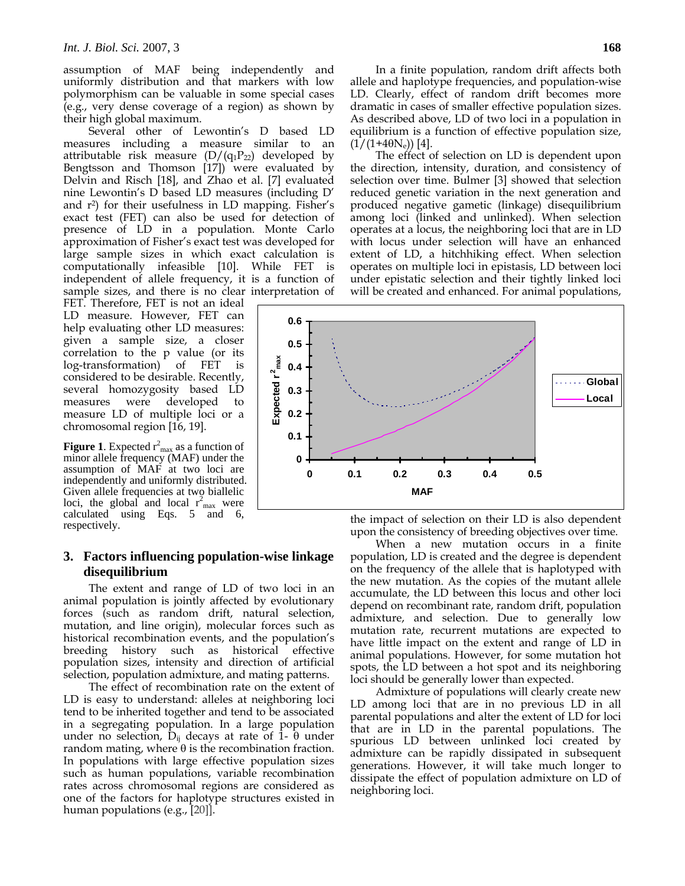assumption of MAF being independently and uniformly distribution and that markers with low polymorphism can be valuable in some special cases (e.g., very dense coverage of a region) as shown by their high global maximum.

Several other of Lewontin's D based LD measures including a measure similar to an attributable risk measure ($D/(q_1P_{22})$ developed by Bengtsson and Thomson [17]) were evaluated by Delvin and Risch [18], and Zhao et al. [7] evaluated nine Lewontin's D based LD measures (including D' and $r^2$) for their usefulness in LD mapping. Fisher's exact test (FET) can also be used for detection of presence of LD in a population. Monte Carlo approximation of Fisher's exact test was developed for large sample sizes in which exact calculation is computationally infeasible [10]. While FET is independent of allele frequency, it is a function of sample sizes, and there is no clear interpretation of FET. Therefore, FET is not an ideal LD measure. However, FET can help evaluating other LD measures: given a sample size, a closer correlation to the p value (or its log-transformation) of FET is considered to be desirable. Recently, several homozygosity based LD measures were developed to measure LD of multiple loci or a chromosomal region [16, 19].

0.6
0.5
0.4
0.3
0.2
0.1
0
Expected $r^2_{max}$
0
0.1
0.2
0.3
0.4
0.5
MAF
Global
Local

**Figure 1**. Expected $r^2_{max}$ as a function of minor allele frequency (MAF) under the assumption of MAF at two loci are independently and uniformly distributed. Given allele frequencies at two biallelic loci, the global and local $r^2_{max}$ were calculated using Eqs. 5 and 6, respectively.

## 3. Factors influencing population-wise linkage disequilibrium

The extent and range of LD of two loci in an animal population is jointly affected by evolutionary forces (such as random drift, natural selection, mutation, and line origin), molecular forces such as historical recombination events, and the population's breeding history such as historical effective population sizes, intensity and direction of artificial selection, population admixture, and mating patterns.

The effect of recombination rate on the extent of LD is easy to understand: alleles at neighboring loci tend to be inherited together and tend to be associated in a segregating population. In a large population under no selection, $D_{ij}$ decays at rate of $1-\theta$ under random mating, where θ is the recombination fraction. In populations with large effective population sizes such as human populations, variable recombination rates across chromosomal regions are considered as one of the factors for haplotype structures existed in human populations (e.g., [20]).

In a finite population, random drift affects both allele and haplotype frequencies, and population-wise LD. Clearly, effect of random drift becomes more dramatic in cases of smaller effective population sizes. As described above, LD of two loci in a population in equilibrium is a function of effective population size, $(1/(1+4\theta N_e))$ [4].

The effect of selection on LD is dependent upon the direction, intensity, duration, and consistency of selection over time. Bulmer [3] showed that selection reduced genetic variation in the next generation and produced negative gametic (linkage) disequilibrium among loci (linked and unlinked). When selection operates at a locus, the neighboring loci that are in LD with locus under selection will have an enhanced extent of LD, a hitchhiking effect. When selection operates on multiple loci in epistasis, LD between loci under epistatic selection and their tightly linked loci will be created and enhanced. For animal populations, the impact of selection on their LD is also dependent upon the consistency of breeding objectives over time.

When a new mutation occurs in a finite population, LD is created and the degree is dependent on the frequency of the allele that is haplotyped with the new mutation. As the copies of the mutant allele accumulate, the LD between this locus and other loci depend on recombinant rate, random drift, population admixture, and selection. Due to generally low mutation rate, recurrent mutations are expected to have little impact on the extent and range of LD in animal populations. However, for some mutation hot spots, the LD between a hot spot and its neighboring loci should be generally lower than expected.

Admixture of populations will clearly create new LD among loci that are in no previous LD in all parental populations and alter the extent of LD for loci that are in LD in the parental populations. The spurious LD between unlinked loci created by admixture can be rapidly dissipated in subsequent generations. However, it will take much longer to dissipate the effect of population admixture on LD of neighboring loci.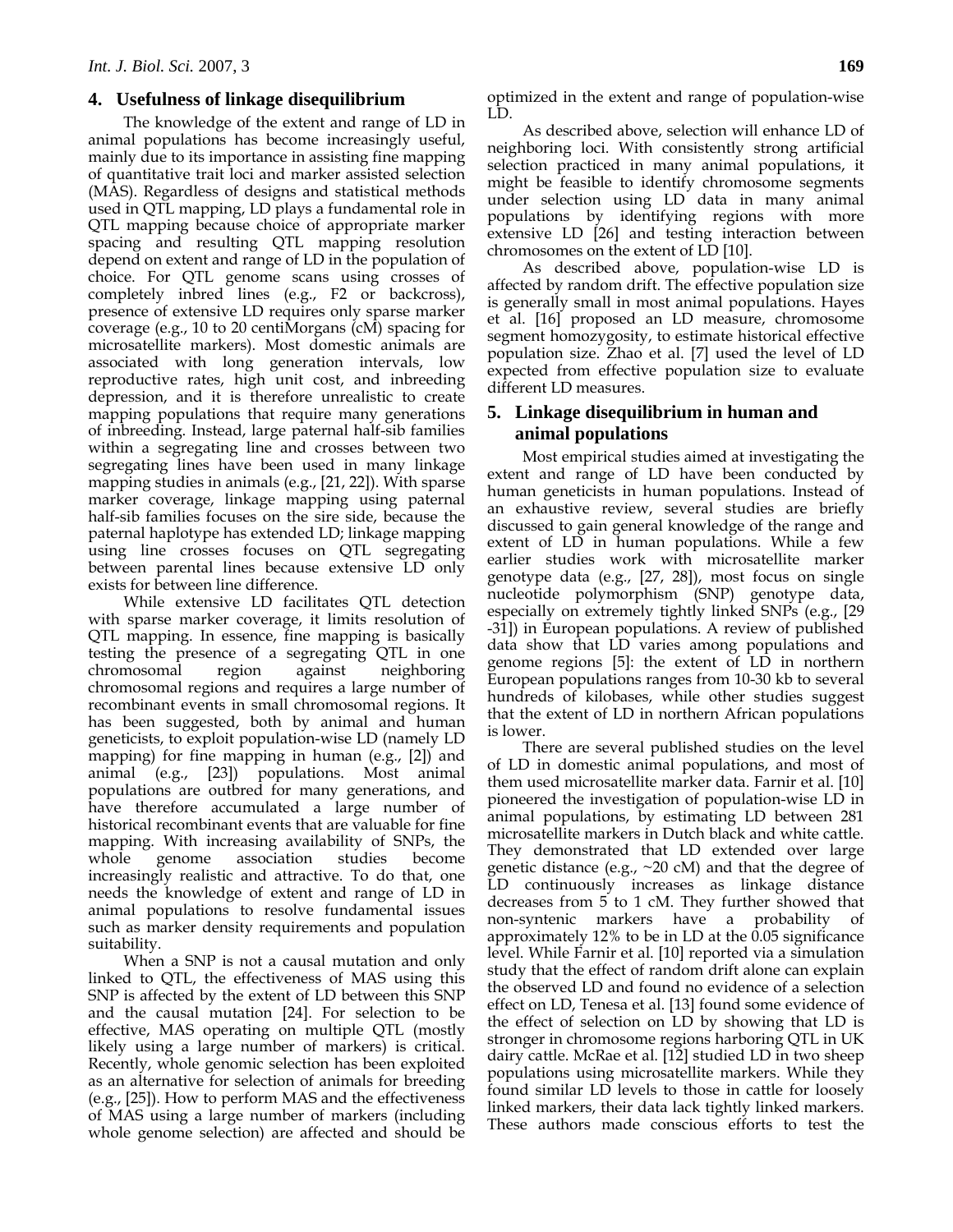## 4. Usefulness of linkage disequilibrium

The knowledge of the extent and range of LD in animal populations has become increasingly useful, mainly due to its importance in assisting fine mapping of quantitative trait loci and marker assisted selection (MAS). Regardless of designs and statistical methods used in QTL mapping, LD plays a fundamental role in QTL mapping because choice of appropriate marker spacing and resulting QTL mapping resolution depend on extent and range of LD in the population of choice. For QTL genome scans using crosses of completely inbred lines (e.g., F2 or backcross), presence of extensive LD requires only sparse marker coverage (e.g., 10 to 20 centiMorgans (cM) spacing for microsatellite markers). Most domestic animals are associated with long generation intervals, low reproductive rates, high unit cost, and inbreeding depression, and it is therefore unrealistic to create mapping populations that require many generations of inbreeding. Instead, large paternal half-sib families within a segregating line and crosses between two segregating lines have been used in many linkage mapping studies in animals (e.g., [21, 22]). With sparse marker coverage, linkage mapping using paternal half-sib families focuses on the sire side, because the paternal haplotype has extended LD; linkage mapping using line crosses focuses on QTL segregating between parental lines because extensive LD only exists for between line difference.

While extensive LD facilitates QTL detection with sparse marker coverage, it limits resolution of QTL mapping. In essence, fine mapping is basically testing the presence of a segregating QTL in one chromosomal region against neighboring chromosomal regions and requires a large number of recombinant events in small chromosomal regions. It has been suggested, both by animal and human geneticists, to exploit population-wise LD (namely LD mapping) for fine mapping in human (e.g., [2]) and animal (e.g., [23]) populations. Most animal populations are outbred for many generations, and have therefore accumulated a large number of historical recombinant events that are valuable for fine mapping. With increasing availability of SNPs, the whole genome association studies become increasingly realistic and attractive. To do that, one needs the knowledge of extent and range of LD in animal populations to resolve fundamental issues such as marker density requirements and population suitability.

When a SNP is not a causal mutation and only linked to QTL, the effectiveness of MAS using this SNP is affected by the extent of LD between this SNP and the causal mutation [24]. For selection to be effective, MAS operating on multiple QTL (mostly likely using a large number of markers) is critical. Recently, whole genomic selection has been exploited as an alternative for selection of animals for breeding (e.g., [25]). How to perform MAS and the effectiveness of MAS using a large number of markers (including whole genome selection) are affected and should be optimized in the extent and range of population-wise LD.

As described above, selection will enhance LD of neighboring loci. With consistently strong artificial selection practiced in many animal populations, it might be feasible to identify chromosome segments under selection using LD data in many animal populations by identifying regions with more extensive LD [26] and testing interaction between chromosomes on the extent of LD [10].

As described above, population-wise LD is affected by random drift. The effective population size is generally small in most animal populations. Hayes et al. [16] proposed an LD measure, chromosome segment homozygosity, to estimate historical effective population size. Zhao et al. [7] used the level of LD expected from effective population size to evaluate different LD measures.

## 5. Linkage disequilibrium in human and animal populations

Most empirical studies aimed at investigating the extent and range of LD have been conducted by human geneticists in human populations. Instead of an exhaustive review, several studies are briefly discussed to gain general knowledge of the range and extent of LD in human populations. While a few earlier studies work with microsatellite marker genotype data (e.g., [27, 28]), most focus on single nucleotide polymorphism (SNP) genotype data, especially on extremely tightly linked SNPs (e.g., [29 -31]) in European populations. A review of published data show that LD varies among populations and genome regions [5]: the extent of LD in northern European populations ranges from 10-30 kb to several hundreds of kilobases, while other studies suggest that the extent of LD in northern African populations is lower.

There are several published studies on the level of LD in domestic animal populations, and most of them used microsatellite marker data. Farnir et al. [10] pioneered the investigation of population-wise LD in animal populations, by estimating LD between 281 microsatellite markers in Dutch black and white cattle. They demonstrated that LD extended over large genetic distance (e.g., ~20 cM) and that the degree of LD continuously increases as linkage distance decreases from 5 to 1 cM. They further showed that non-syntenic markers have a probability of approximately 12% to be in LD at the 0.05 significance level. While Farnir et al. [10] reported via a simulation study that the effect of random drift alone can explain the observed LD and found no evidence of a selection effect on LD, Tenesa et al. [13] found some evidence of the effect of selection on LD by showing that LD is stronger in chromosome regions harboring QTL in UK dairy cattle. McRae et al. [12] studied LD in two sheep populations using microsatellite markers. While they found similar LD levels to those in cattle for loosely linked markers, their data lack tightly linked markers. These authors made conscious efforts to test the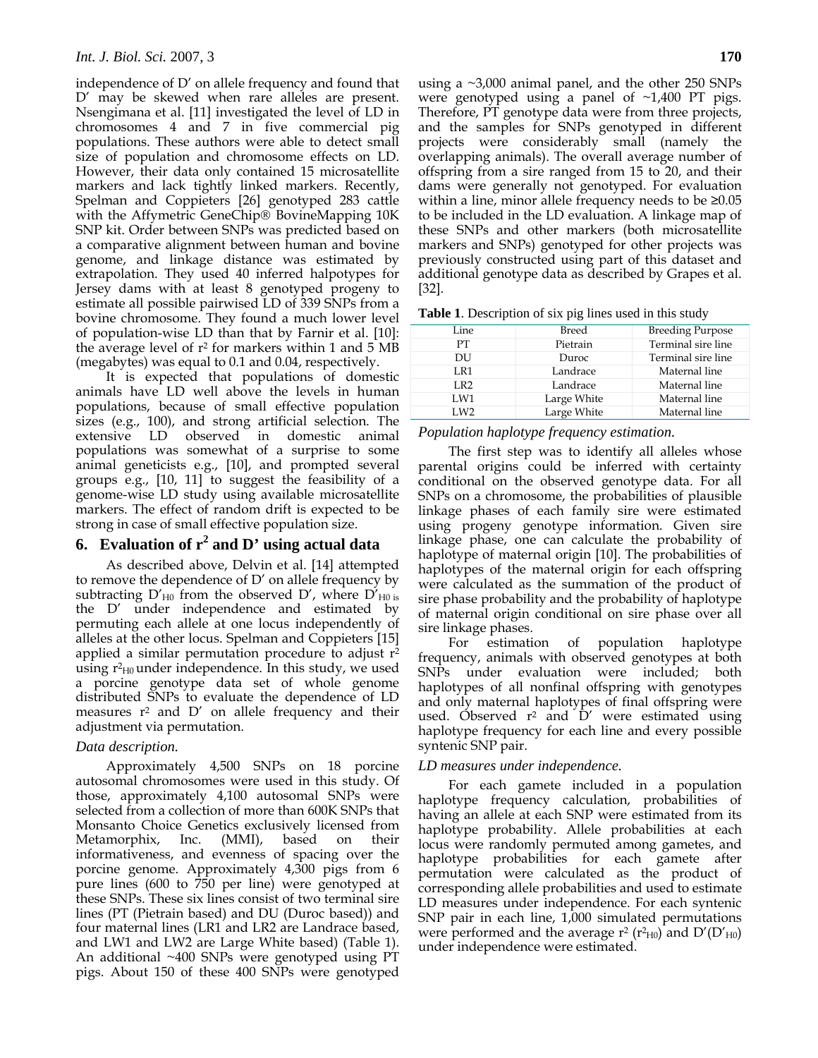independence of D′ on allele frequency and found that D′ may be skewed when rare alleles are present. Nsengimana et al. [11] investigated the level of LD in chromosomes 4 and 7 in five commercial pig populations. These authors were able to detect small size of population and chromosome effects on LD. However, their data only contained 15 microsatellite markers and lack tightly linked markers. Recently, Spelman and Coppieters [26] genotyped 283 cattle with the Affymetric GeneChip® BovineMapping 10K SNP kit. Order between SNPs was predicted based on a comparative alignment between human and bovine genome, and linkage distance was estimated by extrapolation. They used 40 inferred halpotypes for Jersey dams with at least 8 genotyped progeny to estimate all possible pairwised LD of 339 SNPs from a bovine chromosome. They found a much lower level of population-wise LD than that by Farnir et al. [10]: the average level of $r^2$ for markers within 1 and 5 MB (megabytes) was equal to 0.1 and 0.04, respectively.

It is expected that populations of domestic animals have LD well above the levels in human populations, because of small effective population sizes (e.g., 100), and strong artificial selection. The extensive LD observed in domestic animal populations was somewhat of a surprise to some animal geneticists e.g., [10], and prompted several groups e.g., [10, 11] to suggest the feasibility of a genome-wise LD study using available microsatellite markers. The effect of random drift is expected to be strong in case of small effective population size.

## 6. Evaluation of $r^2$ and D' using actual data

As described above, Delvin et al. [14] attempted to remove the dependence of D′ on allele frequency by subtracting $D'_{H0}$ from the observed D′, where $D'_{H0}$ is the D′ under independence and estimated by permuting each allele at one locus independently of alleles at the other locus. Spelman and Coppieters [15] applied a similar permutation procedure to adjust $r^2$ using $r^2_{H0}$ under independence. In this study, we used a porcine genotype data set of whole genome distributed SNPs to evaluate the dependence of LD measures $r^2$ and D′ on allele frequency and their adjustment via permutation.

*Data description.*

Approximately 4,500 SNPs on 18 porcine autosomal chromosomes were used in this study. Of those, approximately 4,100 autosomal SNPs were selected from a collection of more than 600K SNPs that Monsanto Choice Genetics exclusively licensed from Metamorphix, Inc. (MMI), based on their informativeness, and evenness of spacing over the porcine genome. Approximately 4,300 pigs from 6 pure lines (600 to 750 per line) were genotyped at these SNPs. These six lines consist of two terminal sire lines (PT (Pietrain based) and DU (Duroc based)) and four maternal lines (LR1 and LR2 are Landrace based, and LW1 and LW2 are Large White based) (Table 1). An additional ~400 SNPs were genotyped using PT pigs. About 150 of these 400 SNPs were genotyped using a ~3,000 animal panel, and the other 250 SNPs were genotyped using a panel of ~1,400 PT pigs. Therefore, PT genotype data were from three projects, and the samples for SNPs genotyped in different projects were considerably small (namely the overlapping animals). The overall average number of offspring from a sire ranged from 15 to 20, and their dams were generally not genotyped. For evaluation within a line, minor allele frequency needs to be ≥0.05 to be included in the LD evaluation. A linkage map of these SNPs and other markers (both microsatellite markers and SNPs) genotyped for other projects was previously constructed using part of this dataset and additional genotype data as described by Grapes et al. [32].

**Table 1**. Description of six pig lines used in this study

| Line | Breed | Breeding Purpose |
|---|---|---|
| PT | Pietrain | Terminal sire line |
| DU | Duroc | Terminal sire line |
| LR1 | Landrace | Maternal line |
| LR2 | Landrace | Maternal line |
| LW1 | Large White | Maternal line |
| LW2 | Large White | Maternal line |

*Population haplotype frequency estimation.*

The first step was to identify all alleles whose parental origins could be inferred with certainty conditional on the observed genotype data. For all SNPs on a chromosome, the probabilities of plausible linkage phases of each family sire were estimated using progeny genotype information. Given sire linkage phase, one can calculate the probability of haplotype of maternal origin [10]. The probabilities of haplotypes of the maternal origin for each offspring were calculated as the summation of the product of sire phase probability and the probability of haplotype of maternal origin conditional on sire phase over all sire linkage phases.

For estimation of population haplotype frequency, animals with observed genotypes at both SNPs under evaluation were included; both haplotypes of all nonfinal offspring with genotypes and only maternal haplotypes of final offspring were used. Observed $r^2$ and D′ were estimated using haplotype frequency for each line and every possible syntenic SNP pair.

*LD measures under independence.*

For each gamete included in a population haplotype frequency calculation, probabilities of having an allele at each SNP were estimated from its haplotype probability. Allele probabilities at each locus were randomly permuted among gametes, and haplotype probabilities for each gamete after permutation were calculated as the product of corresponding allele probabilities and used to estimate LD measures under independence. For each syntenic SNP pair in each line, 1,000 simulated permutations were performed and the average $r^2$ ($r^2_{H0}$) and D′($D'_{H0}$) under independence were estimated.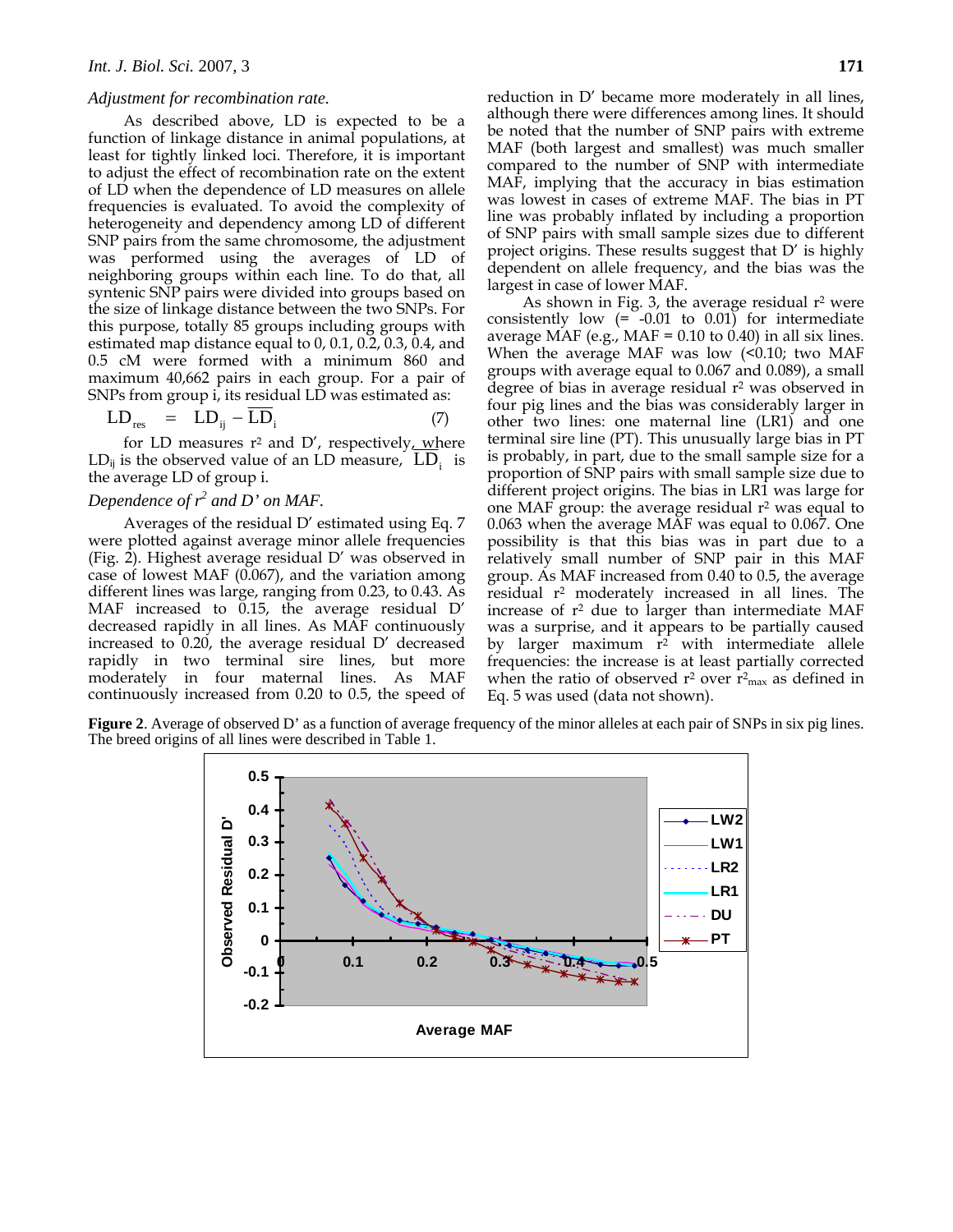*Adjustment for recombination rate.*

As described above, LD is expected to be a function of linkage distance in animal populations, at least for tightly linked loci. Therefore, it is important to adjust the effect of recombination rate on the extent of LD when the dependence of LD measures on allele frequencies is evaluated. To avoid the complexity of heterogeneity and dependency among LD of different SNP pairs from the same chromosome, the adjustment was performed using the averages of LD of neighboring groups within each line. To do that, all syntenic SNP pairs were divided into groups based on the size of linkage distance between the two SNPs. For this purpose, totally 85 groups including groups with estimated map distance equal to 0, 0.1, 0.2, 0.3, 0.4, and 0.5 cM were formed with a minimum 860 and maximum 40,662 pairs in each group. For a pair of SNPs from group i, its residual LD was estimated as:

$$LD_{res} = LD_{ij} - \overline{LD}_i \quad (7)$$

for LD measures $r^2$ and D′, respectively, where $LD_{ij}$ is the observed value of an LD measure, $\overline{LD}_i$ is the average LD of group i.

*Dependence of $r^2$ and D' on MAF.*

Averages of the residual D′ estimated using Eq. 7 were plotted against average minor allele frequencies (Fig. 2). Highest average residual D′ was observed in case of lowest MAF (0.067), and the variation among different lines was large, ranging from 0.23, to 0.43. As MAF increased to 0.15, the average residual D′ decreased rapidly in all lines. As MAF continuously increased to 0.20, the average residual D′ decreased rapidly in two terminal sire lines, but more moderately in four maternal lines. As MAF continuously increased from 0.20 to 0.5, the speed of reduction in D′ became more moderately in all lines, although there were differences among lines. It should be noted that the number of SNP pairs with extreme MAF (both largest and smallest) was much smaller compared to the number of SNP with intermediate MAF, implying that the accuracy in bias estimation was lowest in cases of extreme MAF. The bias in PT line was probably inflated by including a proportion of SNP pairs with small sample sizes due to different project origins. These results suggest that D′ is highly dependent on allele frequency, and the bias was the largest in case of lower MAF.

As shown in Fig. 3, the average residual $r^2$ were consistently low (= -0.01 to 0.01) for intermediate average MAF (e.g., MAF = 0.10 to 0.40) in all six lines. When the average MAF was low (<0.10; two MAF groups with average equal to 0.067 and 0.089), a small degree of bias in average residual $r^2$ was observed in four pig lines and the bias was considerably larger in other two lines: one maternal line (LR1) and one terminal sire line (PT). This unusually large bias in PT is probably, in part, due to the small sample size for a proportion of SNP pairs with small sample size due to different project origins. The bias in LR1 was large for one MAF group: the average residual $r^2$ was equal to 0.063 when the average MAF was equal to 0.067. One possibility is that this bias was in part due to a relatively small number of SNP pair in this MAF group. As MAF increased from 0.40 to 0.5, the average residual $r^2$ moderately increased in all lines. The increase of $r^2$ due to larger than intermediate MAF was a surprise, and it appears to be partially caused by larger maximum $r^2$ with intermediate allele frequencies: the increase is at least partially corrected when the ratio of observed $r^2$ over $r^2_{max}$ as defined in Eq. 5 was used (data not shown).

**Figure 2**. Average of observed D′ as a function of average frequency of the minor alleles at each pair of SNPs in six pig lines. The breed origins of all lines were described in Table 1.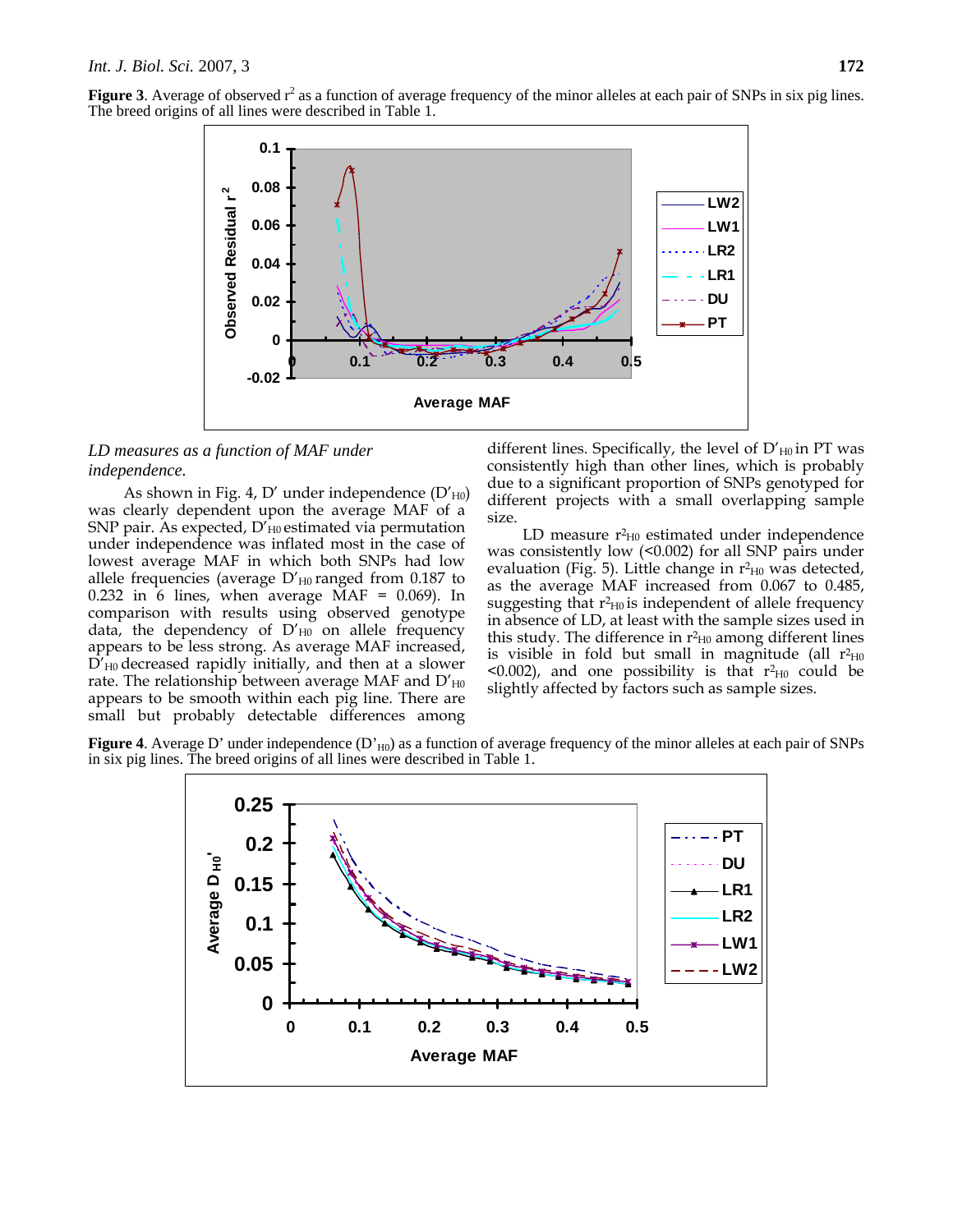**Figure 3**. Average of observed $r^2$ as a function of average frequency of the minor alleles at each pair of SNPs in six pig lines. The breed origins of all lines were described in Table 1.

*LD measures as a function of MAF under independence.*

As shown in Fig. 4, D′ under independence ($D'_{H0}$) was clearly dependent upon the average MAF of a SNP pair. As expected, $D'_{H0}$ estimated via permutation under independence was inflated most in the case of lowest average MAF in which both SNPs had low allele frequencies (average $D'_{H0}$ ranged from 0.187 to 0.232 in 6 lines, when average MAF = 0.069). In comparison with results using observed genotype data, the dependency of $D'_{H0}$ on allele frequency appears to be less strong. As average MAF increased, $D'_{H0}$ decreased rapidly initially, and then at a slower rate. The relationship between average MAF and $D'_{H0}$ appears to be smooth within each pig line. There are small but probably detectable differences among different lines. Specifically, the level of $D'_{H0}$ in PT was consistently high than other lines, which is probably due to a significant proportion of SNPs genotyped for different projects with a small overlapping sample size.

LD measure $r^2_{H0}$ estimated under independence was consistently low (<0.002) for all SNP pairs under evaluation (Fig. 5). Little change in $r^2_{H0}$ was detected, as the average MAF increased from 0.067 to 0.485, suggesting that $r^2_{H0}$ is independent of allele frequency in absence of LD, at least with the sample sizes used in this study. The difference in $r^2_{H0}$ among different lines is visible in fold but small in magnitude (all $r^2_{H0}$ <0.002), and one possibility is that $r^2_{H0}$ could be slightly affected by factors such as sample sizes.

**Figure 4**. Average D' under independence ($D'_{H0}$) as a function of average frequency of the minor alleles at each pair of SNPs in six pig lines. The breed origins of all lines were described in Table 1.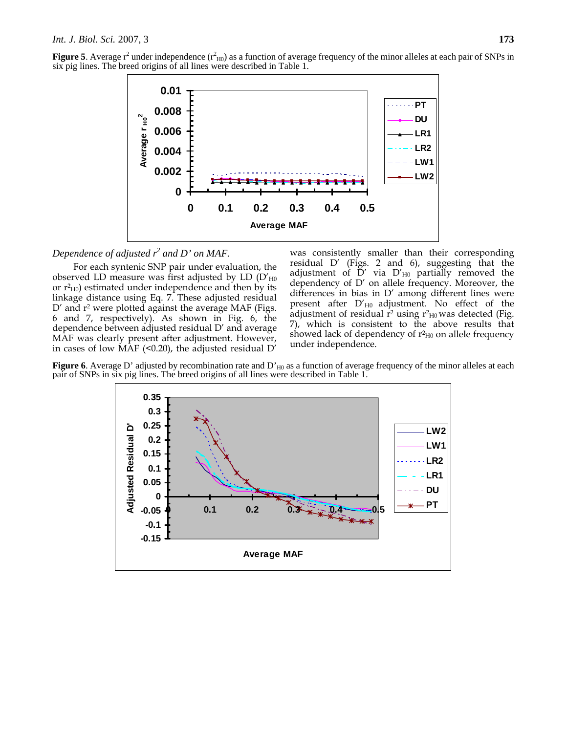**Figure 5**. Average $r^2$ under independence ($r^2_{H0}$) as a function of average frequency of the minor alleles at each pair of SNPs in six pig lines. The breed origins of all lines were described in Table 1.

*Dependence of adjusted $r^2$ and D' on MAF.*

For each syntenic SNP pair under evaluation, the observed LD measure was first adjusted by LD ($D'_{H0}$ or $r^2_{H0}$) estimated under independence and then by its linkage distance using Eq. 7. These adjusted residual D′ and $r^2$ were plotted against the average MAF (Figs. 6 and 7, respectively). As shown in Fig. 6, the dependence between adjusted residual D′ and average MAF was clearly present after adjustment. However, in cases of low MAF (<0.20), the adjusted residual D′ was consistently smaller than their corresponding residual D′ (Figs. 2 and 6), suggesting that the adjustment of D′ via $D'_{H0}$ partially removed the dependency of D′ on allele frequency. Moreover, the differences in bias in D′ among different lines were present after $D'_{H0}$ adjustment. No effect of the adjustment of residual $r^2$ using $r^2_{H0}$ was detected (Fig. 7), which is consistent to the above results that showed lack of dependency of $r^2_{H0}$ on allele frequency under independence.

**Figure 6**. Average D' adjusted by recombination rate and $D'_{H0}$ as a function of average frequency of the minor alleles at each pair of SNPs in six pig lines. The breed origins of all lines were described in Table 1.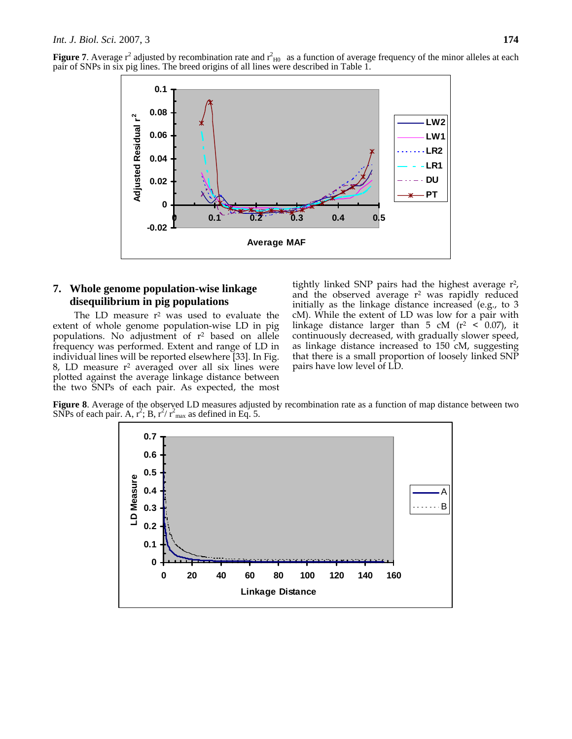**Figure 7**. Average $r^2$ adjusted by recombination rate and $r^2_{H0}$ as a function of average frequency of the minor alleles at each pair of SNPs in six pig lines. The breed origins of all lines were described in Table 1.

## 7. Whole genome population-wise linkage disequilibrium in pig populations

The LD measure $r^2$ was used to evaluate the extent of whole genome population-wise LD in pig populations. No adjustment of $r^2$ based on allele frequency was performed. Extent and range of LD in individual lines will be reported elsewhere [33]. In Fig. 8, LD measure $r^2$ averaged over all six lines were plotted against the average linkage distance between the two SNPs of each pair. As expected, the most tightly linked SNP pairs had the highest average $r^2$, and the observed average $r^2$ was rapidly reduced initially as the linkage distance increased (e.g., to 3 cM). While the extent of LD was low for a pair with linkage distance larger than 5 cM ($r^2 < 0.07$), it continuously decreased, with gradually slower speed, as linkage distance increased to 150 cM, suggesting that there is a small proportion of loosely linked SNP pairs have low level of LD.

**Figure 8**. Average of the observed LD measures adjusted by recombination rate as a function of map distance between two SNPs of each pair. A, $r^2$; B, $r^2/r^2_{max}$ as defined in Eq. 5.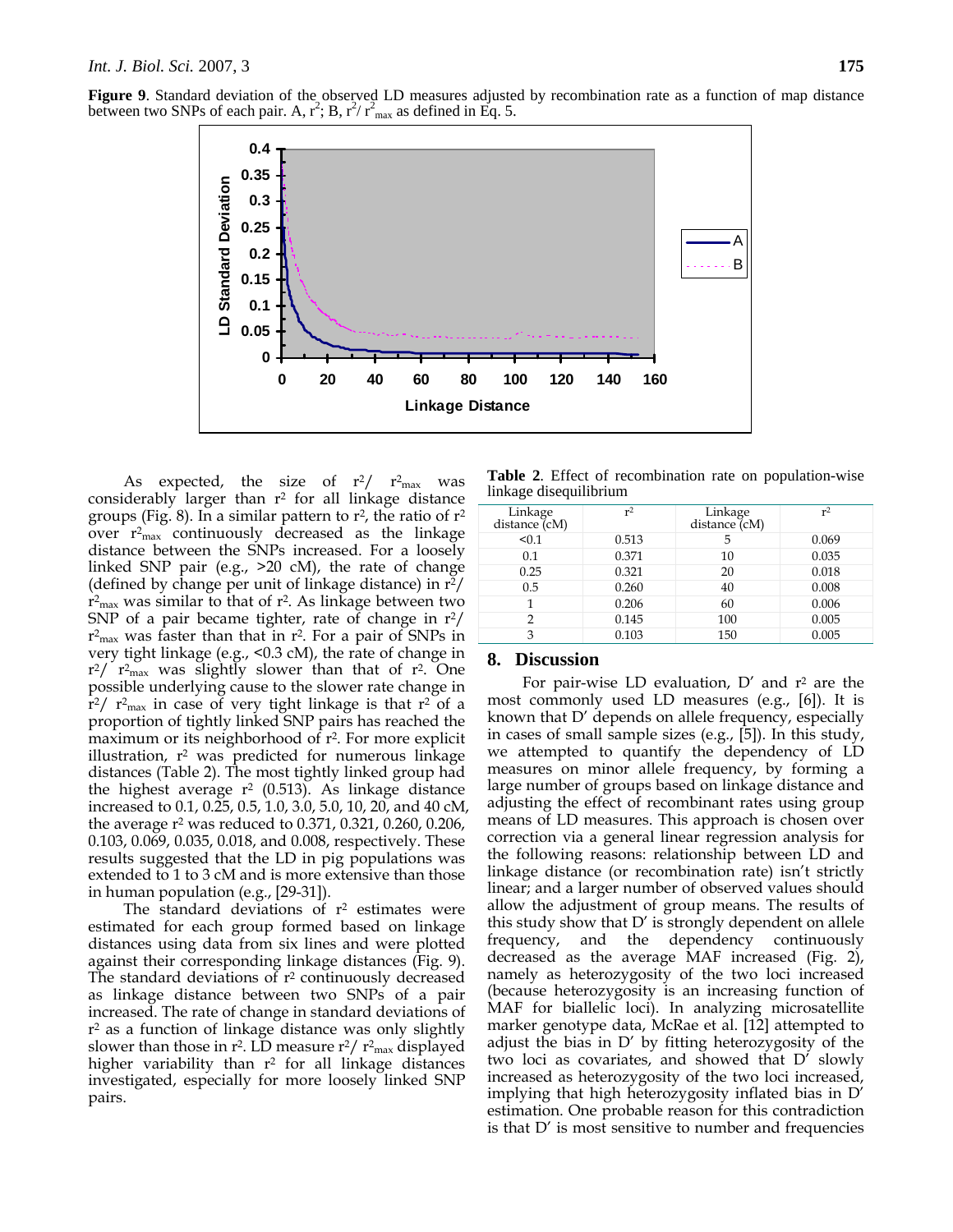**Figure 9**. Standard deviation of the observed LD measures adjusted by recombination rate as a function of map distance between two SNPs of each pair. A, $r^2$; B, $r^2/r^2_{max}$ as defined in Eq. 5.

As expected, the size of $r^2/ r^2_{max}$ was considerably larger than $r^2$ for all linkage distance groups (Fig. 8). In a similar pattern to $r^2$, the ratio of $r^2$ over $r^2_{max}$ continuously decreased as the linkage distance between the SNPs increased. For a loosely linked SNP pair (e.g., >20 cM), the rate of change (defined by change per unit of linkage distance) in $r^2/ r^2_{max}$ was similar to that of $r^2$. As linkage between two SNP of a pair became tighter, rate of change in $r^2/ r^2_{max}$ was faster than that in $r^2$. For a pair of SNPs in very tight linkage (e.g., <0.3 cM), the rate of change in $r^2/ r^2_{max}$ was slightly slower than that of $r^2$. One possible underlying cause to the slower rate change in $r^2/ r^2_{max}$ in case of very tight linkage is that $r^2$ of a proportion of tightly linked SNP pairs has reached the maximum or its neighborhood of $r^2$. For more explicit illustration, $r^2$ was predicted for numerous linkage distances (Table 2). The most tightly linked group had the highest average $r^2$ (0.513). As linkage distance increased to 0.1, 0.25, 0.5, 1.0, 3.0, 5.0, 10, 20, and 40 cM, the average $r^2$ was reduced to 0.371, 0.321, 0.260, 0.206, 0.103, 0.069, 0.035, 0.018, and 0.008, respectively. These results suggested that the LD in pig populations was extended to 1 to 3 cM and is more extensive than those in human population (e.g., [29-31]).

The standard deviations of $r^2$ estimates were estimated for each group formed based on linkage distances using data from six lines and were plotted against their corresponding linkage distances (Fig. 9). The standard deviations of $r^2$ continuously decreased as linkage distance between two SNPs of a pair increased. The rate of change in standard deviations of $r^2$ as a function of linkage distance was only slightly slower than those in $r^2$. LD measure $r^2/ r^2_{max}$ displayed higher variability than $r^2$ for all linkage distances investigated, especially for more loosely linked SNP pairs.

**Table 2**. Effect of recombination rate on population-wise linkage disequilibrium

| Linkage distance (cM) | $r^2$ | Linkage distance (cM) | $r^2$ |
|---|---|---|---|
| <0.1 | 0.513 | 5 | 0.069 |
| 0.1 | 0.371 | 10 | 0.035 |
| 0.25 | 0.321 | 20 | 0.018 |
| 0.5 | 0.260 | 40 | 0.008 |
| 1 | 0.206 | 60 | 0.006 |
| 2 | 0.145 | 100 | 0.005 |
| 3 | 0.103 | 150 | 0.005 |

## 8. Discussion

For pair-wise LD evaluation, D′ and $r^2$ are the most commonly used LD measures (e.g., [6]). It is known that D′ depends on allele frequency, especially in cases of small sample sizes (e.g., [5]). In this study, we attempted to quantify the dependency of LD measures on minor allele frequency, by forming a large number of groups based on linkage distance and adjusting the effect of recombinant rates using group means of LD measures. This approach is chosen over correction via a general linear regression analysis for the following reasons: relationship between LD and linkage distance (or recombination rate) isn't strictly linear; and a larger number of observed values should allow the adjustment of group means. The results of this study show that D′ is strongly dependent on allele frequency, and the dependency continuously decreased as the average MAF increased (Fig. 2), namely as heterozygosity of the two loci increased (because heterozygosity is an increasing function of MAF for biallelic loci). In analyzing microsatellite marker genotype data, McRae et al. [12] attempted to adjust the bias in D′ by fitting heterozygosity of the two loci as covariates, and showed that D′ slowly increased as heterozygosity of the two loci increased, implying that high heterozygosity inflated bias in D′ estimation. One probable reason for this contradiction is that D′ is most sensitive to number and frequencies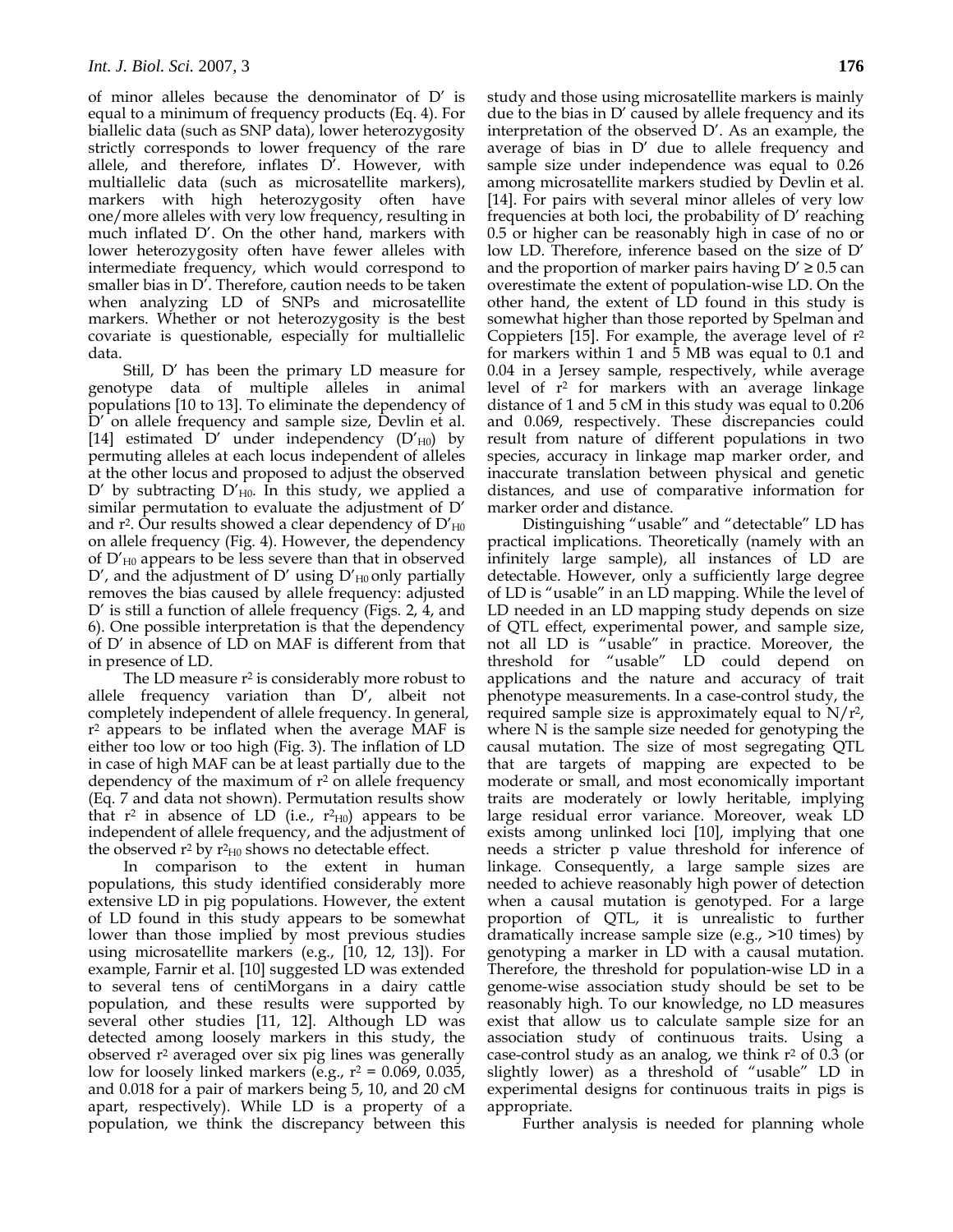of minor alleles because the denominator of D′ is equal to a minimum of frequency products (Eq. 4). For biallelic data (such as SNP data), lower heterozygosity strictly corresponds to lower frequency of the rare allele, and therefore, inflates D′. However, with multiallelic data (such as microsatellite markers), markers with high heterozygosity often have one/more alleles with very low frequency, resulting in much inflated D′. On the other hand, markers with lower heterozygosity often have fewer alleles with intermediate frequency, which would correspond to smaller bias in D′. Therefore, caution needs to be taken when analyzing LD of SNPs and microsatellite markers. Whether or not heterozygosity is the best covariate is questionable, especially for multiallelic data.

Still, D′ has been the primary LD measure for genotype data of multiple alleles in animal populations [10 to 13]. To eliminate the dependency of D′ on allele frequency and sample size, Devlin et al. [14] estimated D′ under independency ($D'_{H0}$) by permuting alleles at each locus independent of alleles at the other locus and proposed to adjust the observed D′ by subtracting $D'_{H0}$. In this study, we applied a similar permutation to evaluate the adjustment of D′ and $r^2$. Our results showed a clear dependency of $D'_{H0}$ on allele frequency (Fig. 4). However, the dependency of $D'_{H0}$ appears to be less severe than that in observed D′, and the adjustment of D′ using $D'_{H0}$ only partially removes the bias caused by allele frequency: adjusted D′ is still a function of allele frequency (Figs. 2, 4, and 6). One possible interpretation is that the dependency of D′ in absence of LD on MAF is different from that in presence of LD.

The LD measure $r^2$ is considerably more robust to allele frequency variation than D′, albeit not completely independent of allele frequency. In general, $r^2$ appears to be inflated when the average MAF is either too low or too high (Fig. 3). The inflation of LD in case of high MAF can be at least partially due to the dependency of the maximum of $r^2$ on allele frequency (Eq. 7 and data not shown). Permutation results show that $r^2$ in absence of LD (i.e., $r^2_{H0}$) appears to be independent of allele frequency, and the adjustment of the observed $r^2$ by $r^2_{H0}$ shows no detectable effect.

In comparison to the extent in human populations, this study identified considerably more extensive LD in pig populations. However, the extent of LD found in this study appears to be somewhat lower than those implied by most previous studies using microsatellite markers (e.g., [10, 12, 13]). For example, Farnir et al. [10] suggested LD was extended to several tens of centiMorgans in a dairy cattle population, and these results were supported by several other studies [11, 12]. Although LD was detected among loosely markers in this study, the observed $r^2$ averaged over six pig lines was generally low for loosely linked markers (e.g., $r^2$ = 0.069, 0.035, and 0.018 for a pair of markers being 5, 10, and 20 cM apart, respectively). While LD is a property of a population, we think the discrepancy between this study and those using microsatellite markers is mainly due to the bias in D′ caused by allele frequency and its interpretation of the observed D′. As an example, the average of bias in D′ due to allele frequency and sample size under independence was equal to 0.26 among microsatellite markers studied by Devlin et al. [14]. For pairs with several minor alleles of very low frequencies at both loci, the probability of D′ reaching 0.5 or higher can be reasonably high in case of no or low LD. Therefore, inference based on the size of D′ and the proportion of marker pairs having D′ ≥ 0.5 can overestimate the extent of population-wise LD. On the other hand, the extent of LD found in this study is somewhat higher than those reported by Spelman and Coppieters [15]. For example, the average level of $r^2$ for markers within 1 and 5 MB was equal to 0.1 and 0.04 in a Jersey sample, respectively, while average level of $r^2$ for markers with an average linkage distance of 1 and 5 cM in this study was equal to 0.206 and 0.069, respectively. These discrepancies could result from nature of different populations in two species, accuracy in linkage map marker order, and inaccurate translation between physical and genetic distances, and use of comparative information for marker order and distance.

Distinguishing "usable" and "detectable" LD has practical implications. Theoretically (namely with an infinitely large sample), all instances of LD are detectable. However, only a sufficiently large degree of LD is "usable" in an LD mapping. While the level of LD needed in an LD mapping study depends on size of QTL effect, experimental power, and sample size, not all LD is "usable" in practice. Moreover, the threshold for "usable" LD could depend on applications and the nature and accuracy of trait phenotype measurements. In a case-control study, the required sample size is approximately equal to $N/r^2$, where N is the sample size needed for genotyping the causal mutation. The size of most segregating QTL that are targets of mapping are expected to be moderate or small, and most economically important traits are moderately or lowly heritable, implying large residual error variance. Moreover, weak LD exists among unlinked loci [10], implying that one needs a stricter p value threshold for inference of linkage. Consequently, a large sample sizes are needed to achieve reasonably high power of detection when a causal mutation is genotyped. For a large proportion of QTL, it is unrealistic to further dramatically increase sample size (e.g., >10 times) by genotyping a marker in LD with a causal mutation. Therefore, the threshold for population-wise LD in a genome-wise association study should be set to be reasonably high. To our knowledge, no LD measures exist that allow us to calculate sample size for an association study of continuous traits. Using a case-control study as an analog, we think $r^2$ of 0.3 (or slightly lower) as a threshold of "usable" LD in experimental designs for continuous traits in pigs is appropriate.

Further analysis is needed for planning whole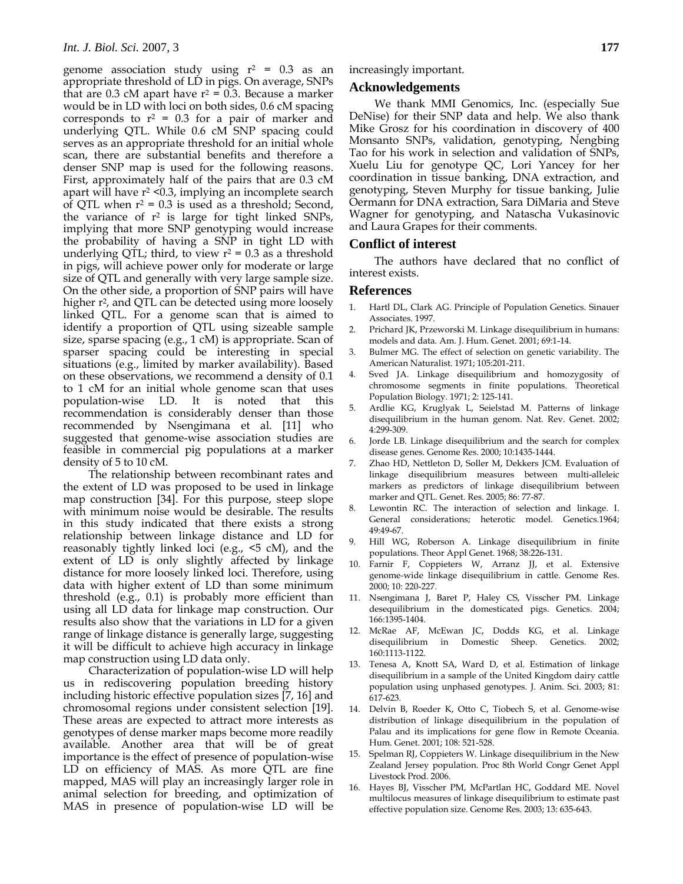genome association study using $r^2 = 0.3$ as an appropriate threshold of LD in pigs. On average, SNPs that are 0.3 cM apart have $r^2 = 0.3$. Because a marker would be in LD with loci on both sides, 0.6 cM spacing corresponds to $r^2 = 0.3$ for a pair of marker and underlying QTL. While 0.6 cM SNP spacing could serves as an appropriate threshold for an initial whole scan, there are substantial benefits and therefore a denser SNP map is used for the following reasons. First, approximately half of the pairs that are 0.3 cM apart will have $r^2 < 0.3$, implying an incomplete search of QTL when $r^2 = 0.3$ is used as a threshold; Second, the variance of $r^2$ is large for tight linked SNPs, implying that more SNP genotyping would increase the probability of having a SNP in tight LD with underlying QTL; third, to view $r^2 = 0.3$ as a threshold in pigs, will achieve power only for moderate or large size of QTL and generally with very large sample size. On the other side, a proportion of SNP pairs will have higher $r^2$, and QTL can be detected using more loosely linked QTL. For a genome scan that is aimed to identify a proportion of QTL using sizeable sample size, sparse spacing (e.g., 1 cM) is appropriate. Scan of sparser spacing could be interesting in special situations (e.g., limited by marker availability). Based on these observations, we recommend a density of 0.1 to 1 cM for an initial whole genome scan that uses population-wise LD. It is noted that this recommendation is considerably denser than those recommended by Nsengimana et al. [11] who suggested that genome-wise association studies are feasible in commercial pig populations at a marker density of 5 to 10 cM.

The relationship between recombinant rates and the extent of LD was proposed to be used in linkage map construction [34]. For this purpose, steep slope with minimum noise would be desirable. The results in this study indicated that there exists a strong relationship between linkage distance and LD for reasonably tightly linked loci (e.g., <5 cM), and the extent of LD is only slightly affected by linkage distance for more loosely linked loci. Therefore, using data with higher extent of LD than some minimum threshold (e.g., 0.1) is probably more efficient than using all LD data for linkage map construction. Our results also show that the variations in LD for a given range of linkage distance is generally large, suggesting it will be difficult to achieve high accuracy in linkage map construction using LD data only.

Characterization of population-wise LD will help us in rediscovering population breeding history including historic effective population sizes [7, 16] and chromosomal regions under consistent selection [19]. These areas are expected to attract more interests as genotypes of dense marker maps become more readily available. Another area that will be of great importance is the effect of presence of population-wise LD on efficiency of MAS. As more QTL are fine mapped, MAS will play an increasingly larger role in animal selection for breeding, and optimization of MAS in presence of population-wise LD will be increasingly important.

## Acknowledgements

We thank MMI Genomics, Inc. (especially Sue DeNise) for their SNP data and help. We also thank Mike Grosz for his coordination in discovery of 400 Monsanto SNPs, validation, genotyping, Nengbing Tao for his work in selection and validation of SNPs, Xuelu Liu for genotype QC, Lori Yancey for her coordination in tissue banking, DNA extraction, and genotyping, Steven Murphy for tissue banking, Julie Oermann for DNA extraction, Sara DiMaria and Steve Wagner for genotyping, and Natascha Vukasinovic and Laura Grapes for their comments.

## Conflict of interest

The authors have declared that no conflict of interest exists.

## References

1. Hartl DL, Clark AG. Principle of Population Genetics. Sinauer Associates. 1997.
2. Prichard JK, Przeworski M. Linkage disequilibrium in humans: models and data. Am. J. Hum. Genet. 2001; 69:1-14.
3. Bulmer MG. The effect of selection on genetic variability. The American Naturalist. 1971; 105:201-211.
4. Sved JA. Linkage disequilibrium and homozygosity of chromosome segments in finite populations. Theoretical Population Biology. 1971; 2: 125-141.
5. Ardlie KG, Kruglyak L, Seielstad M. Patterns of linkage disequilibrium in the human genom. Nat. Rev. Genet. 2002; 4:299-309.
6. Jorde LB. Linkage disequilibrium and the search for complex disease genes. Genome Res. 2000; 10:1435-1444.
7. Zhao HD, Nettleton D, Soller M, Dekkers JCM. Evaluation of linkage disequilibrium measures between multi-alleleic markers as predictors of linkage disequilibrium between marker and QTL. Genet. Res. 2005; 86: 77-87.
8. Lewontin RC. The interaction of selection and linkage. I. General considerations; heterotic model. Genetics.1964; 49:49-67.
9. Hill WG, Roberson A. Linkage disequilibrium in finite populations. Theor Appl Genet. 1968; 38:226-131.
10. Farnir F, Coppieters W, Arranz JJ, et al. Extensive genome-wide linkage disequilibrium in cattle. Genome Res. 2000; 10: 220-227.
11. Nsengimana J, Baret P, Haley CS, Visscher PM. Linkage desequilibrium in the domesticated pigs. Genetics. 2004; 166:1395-1404.
12. McRae AF, McEwan JC, Dodds KG, et al. Linkage disequilibrium in Domestic Sheep. Genetics. 2002; 160:1113-1122.
13. Tenesa A, Knott SA, Ward D, et al. Estimation of linkage disequilibrium in a sample of the United Kingdom dairy cattle population using unphased genotypes. J. Anim. Sci. 2003; 81: 617-623.
14. Delvin B, Roeder K, Otto C, Tiobech S, et al. Genome-wise distribution of linkage disequilibrium in the population of Palau and its implications for gene flow in Remote Oceania. Hum. Genet. 2001; 108: 521-528.
15. Spelman RJ, Coppieters W. Linkage disequilibrium in the New Zealand Jersey population. Proc 8th World Congr Genet Appl Livestock Prod. 2006.
16. Hayes BJ, Visscher PM, McPartlan HC, Goddard ME. Novel multilocus measures of linkage disequilibrium to estimate past effective population size. Genome Res. 2003; 13: 635-643.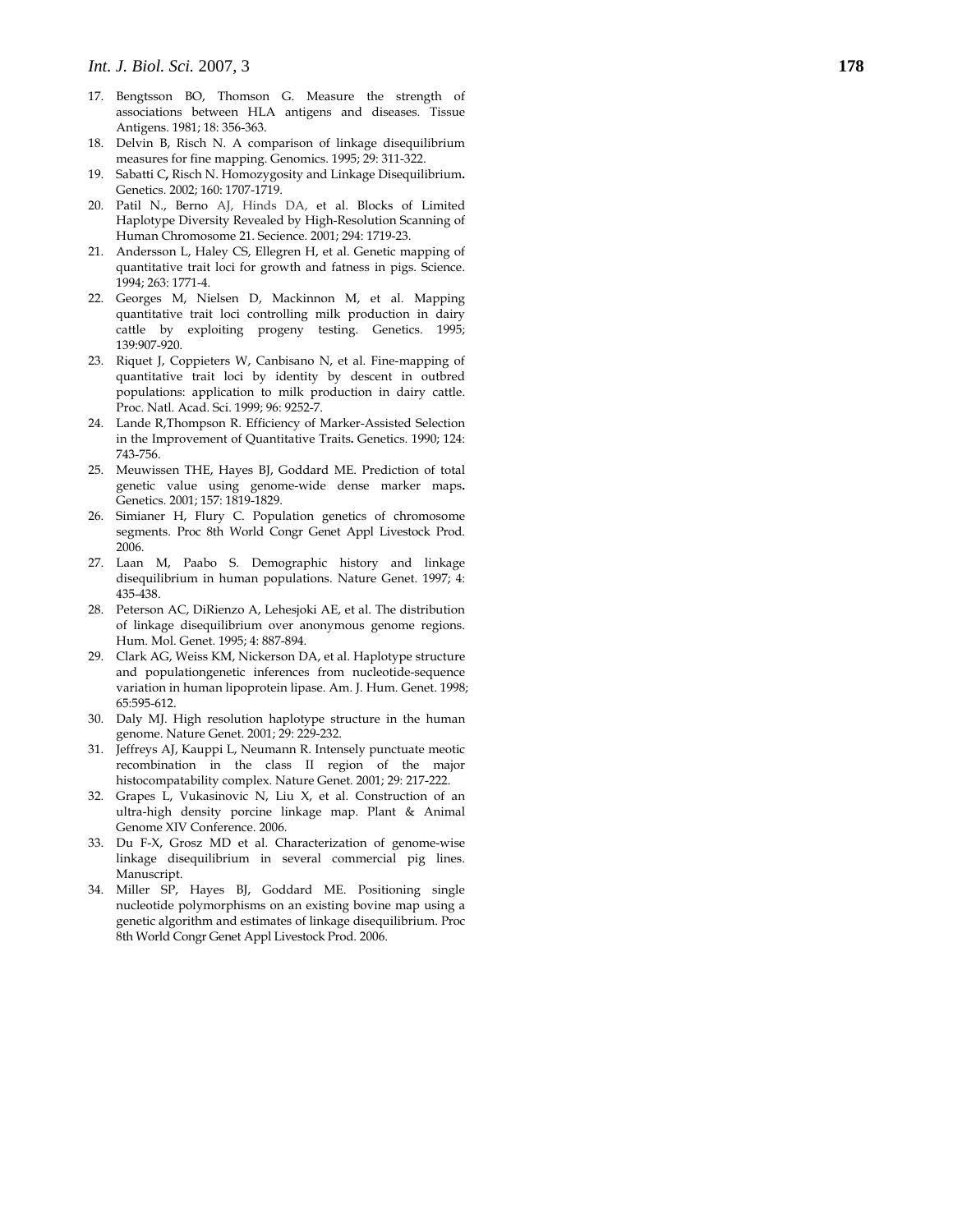17. Bengtsson BO, Thomson G. Measure the strength of associations between HLA antigens and diseases. Tissue Antigens. 1981; 18: 356-363.
18. Delvin B, Risch N. A comparison of linkage disequilibrium measures for fine mapping. Genomics. 1995; 29: 311-322.
19. Sabatti C**,** Risch N. Homozygosity and Linkage Disequilibrium**.** Genetics. 2002; 160: 1707-1719.
20. Patil N., Berno AJ, Hinds DA, et al. Blocks of Limited Haplotype Diversity Revealed by High-Resolution Scanning of Human Chromosome 21. Secience. 2001; 294: 1719-23.
21. Andersson L, Haley CS, Ellegren H, et al. Genetic mapping of quantitative trait loci for growth and fatness in pigs. Science. 1994; 263: 1771-4.
22. Georges M, Nielsen D, Mackinnon M, et al. Mapping quantitative trait loci controlling milk production in dairy cattle by exploiting progeny testing. Genetics. 1995; 139:907-920.
23. Riquet J, Coppieters W, Canbisano N, et al. Fine-mapping of quantitative trait loci by identity by descent in outbred populations: application to milk production in dairy cattle. Proc. Natl. Acad. Sci. 1999; 96: 9252-7.
24. Lande R,Thompson R. Efficiency of Marker-Assisted Selection in the Improvement of Quantitative Traits**.** Genetics. 1990; 124: 743-756.
25. Meuwissen THE, Hayes BJ, Goddard ME. Prediction of total genetic value using genome-wide dense marker maps**.** Genetics. 2001; 157: 1819-1829.
26. Simianer H, Flury C. Population genetics of chromosome segments. Proc 8th World Congr Genet Appl Livestock Prod. 2006.
27. Laan M, Paabo S. Demographic history and linkage disequilibrium in human populations. Nature Genet. 1997; 4: 435-438.
28. Peterson AC, DiRienzo A, Lehesjoki AE, et al. The distribution of linkage disequilibrium over anonymous genome regions. Hum. Mol. Genet. 1995; 4: 887-894.
29. Clark AG, Weiss KM, Nickerson DA, et al. Haplotype structure and populationgenetic inferences from nucleotide-sequence variation in human lipoprotein lipase. Am. J. Hum. Genet. 1998; 65:595-612.
30. Daly MJ. High resolution haplotype structure in the human genome. Nature Genet. 2001; 29: 229-232.
31. Jeffreys AJ, Kauppi L, Neumann R. Intensely punctuate meotic recombination in the class II region of the major histocompatability complex. Nature Genet. 2001; 29: 217-222.
32. Grapes L, Vukasinovic N, Liu X, et al. Construction of an ultra-high density porcine linkage map. Plant & Animal Genome XIV Conference. 2006.
33. Du F-X, Grosz MD et al. Characterization of genome-wise linkage disequilibrium in several commercial pig lines. Manuscript.
34. Miller SP, Hayes BJ, Goddard ME. Positioning single nucleotide polymorphisms on an existing bovine map using a genetic algorithm and estimates of linkage disequilibrium. Proc 8th World Congr Genet Appl Livestock Prod. 2006.